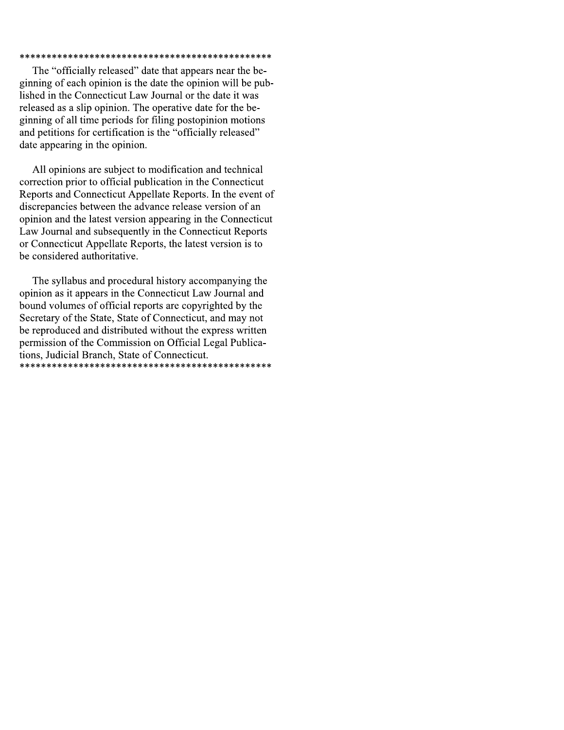\*\*\*\*\*\*\*\*\*\*\*\*\*\*\*\*\*\*\*\*\*\*\*\*\*\*\*\*\*\*\*\*\*\*\*\*\*\*\*\*\*\*\*\*\*\*\*\*

The "officially released" date that appears near the beginning of each opinion is the date the opinion will be published in the Connecticut Law Journal or the date it was released as a slip opinion. The operative date for the beginning of all time periods for filing postopinion motions and petitions for certification is the "officially released" date appearing in the opinion.

All opinions are subject to modification and technical correction prior to official publication in the Connecticut Reports and Connecticut Appellate Reports. In the event of discrepancies between the advance release version of an opinion and the latest version appearing in the Connecticut Law Journal and subsequently in the Connecticut Reports or Connecticut Appellate Reports, the latest version is to be considered authoritative.

The syllabus and procedural history accompanying the opinion as it appears in the Connecticut Law Journal and bound volumes of official reports are copyrighted by the Secretary of the State, State of Connecticut, and may not be reproduced and distributed without the express written permission of the Commission on Official Legal Publications, Judicial Branch, State of Connecticut.

\*\*\*\*\*\*\*\*\*\*\*\*\*\*\*\*\*\*\*\*\*\*\*\*\*\*\*\*\*\*\*\*\*\*\*\*\*\*\*\*\*\*\*\*\*\*\*\*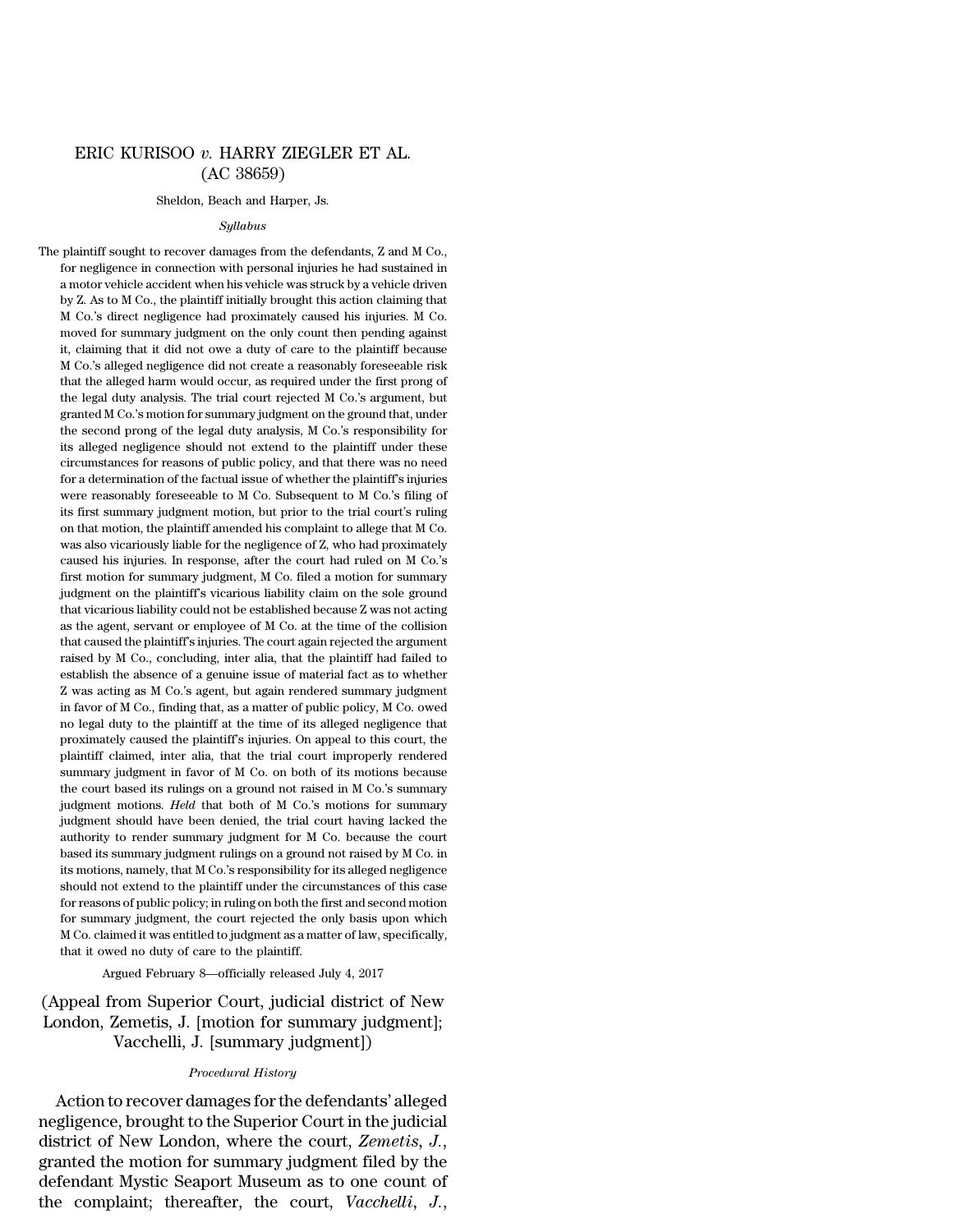# ERIC KURISOO *v.* HARRY ZIEGLER ET AL. (AC 38659)

Sheldon, Beach and Harper, Js.

*Syllabus*

The plaintiff sought to recover damages from the defendants, Z and M Co., for negligence in connection with personal injuries he had sustained in a motor vehicle accident when his vehicle was struck by a vehicle driven by Z. As to M Co., the plaintiff initially brought this action claiming that M Co.'s direct negligence had proximately caused his injuries. M Co. moved for summary judgment on the only count then pending against it, claiming that it did not owe a duty of care to the plaintiff because M Co.'s alleged negligence did not create a reasonably foreseeable risk that the alleged harm would occur, as required under the first prong of the legal duty analysis. The trial court rejected M Co.'s argument, but granted M Co.'s motion for summary judgment on the ground that, under the second prong of the legal duty analysis, M Co.'s responsibility for its alleged negligence should not extend to the plaintiff under these circumstances for reasons of public policy, and that there was no need for a determination of the factual issue of whether the plaintiff's injuries were reasonably foreseeable to M Co. Subsequent to M Co.'s filing of its first summary judgment motion, but prior to the trial court's ruling on that motion, the plaintiff amended his complaint to allege that M Co. was also vicariously liable for the negligence of Z, who had proximately caused his injuries. In response, after the court had ruled on M Co.'s first motion for summary judgment, M Co. filed a motion for summary judgment on the plaintiff's vicarious liability claim on the sole ground that vicarious liability could not be established because Z was not acting as the agent, servant or employee of M Co. at the time of the collision that caused the plaintiff's injuries. The court again rejected the argument raised by M Co., concluding, inter alia, that the plaintiff had failed to establish the absence of a genuine issue of material fact as to whether Z was acting as M Co.'s agent, but again rendered summary judgment in favor of M Co., finding that, as a matter of public policy, M Co. owed no legal duty to the plaintiff at the time of its alleged negligence that proximately caused the plaintiff's injuries. On appeal to this court, the plaintiff claimed, inter alia, that the trial court improperly rendered summary judgment in favor of M Co. on both of its motions because the court based its rulings on a ground not raised in M Co.'s summary judgment motions. *Held* that both of M Co.'s motions for summary judgment should have been denied, the trial court having lacked the authority to render summary judgment for M Co. because the court based its summary judgment rulings on a ground not raised by M Co. in its motions, namely, that M Co.'s responsibility for its alleged negligence should not extend to the plaintiff under the circumstances of this case for reasons of public policy; in ruling on both the first and second motion for summary judgment, the court rejected the only basis upon which M Co. claimed it was entitled to judgment as a matter of law, specifically, that it owed no duty of care to the plaintiff.

Argued February 8—officially released July 4, 2017

(Appeal from Superior Court, judicial district of New London, Zemetis, J. [motion for summary judgment]; Vacchelli, J. [summary judgment])

*Procedural History*

Action to recover damages for the defendants' alleged negligence, brought to the Superior Court in the judicial district of New London, where the court, *Zemetis, J.*, granted the motion for summary judgment filed by the defendant Mystic Seaport Museum as to one count of the complaint; thereafter, the court, *Vacchelli, J.*,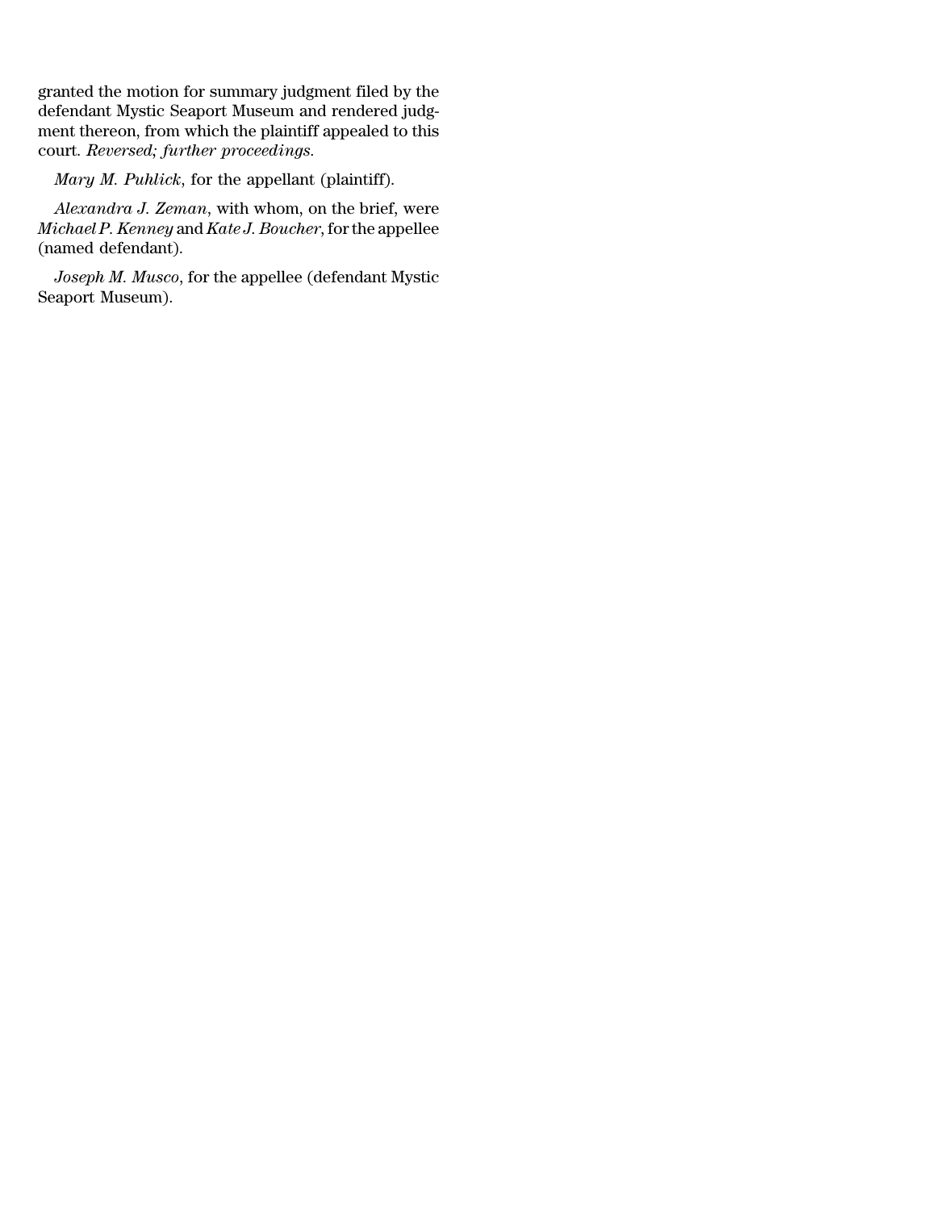granted the motion for summary judgment filed by the defendant Mystic Seaport Museum and rendered judgment thereon, from which the plaintiff appealed to this court. *Reversed; further proceedings.*

*Mary M. Puhlick*, for the appellant (plaintiff).

*Alexandra J. Zeman*, with whom, on the brief, were *Michael P. Kenney* and *Kate J. Boucher*, for the appellee (named defendant).

*Joseph M. Musco*, for the appellee (defendant Mystic Seaport Museum).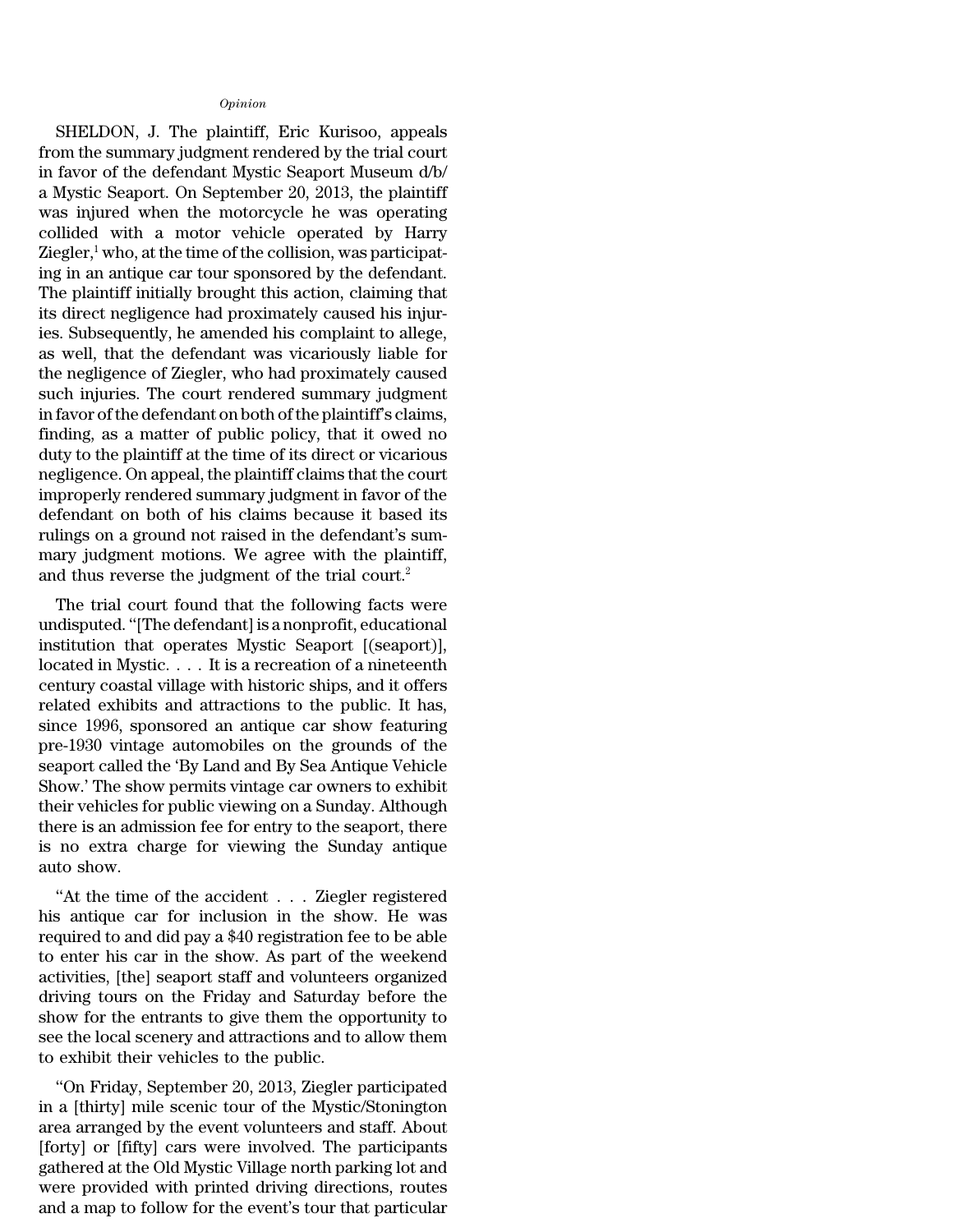*Opinion*

SHELDON, J. The plaintiff, Eric Kurisoo, appeals from the summary judgment rendered by the trial court in favor of the defendant Mystic Seaport Museum d/b/a Mystic Seaport. On September 20, 2013, the plaintiff was injured when the motorcycle he was operating collided with a motor vehicle operated by Harry Ziegler,[1] who, at the time of the collision, was participating in an antique car tour sponsored by the defendant. The plaintiff initially brought this action, claiming that its direct negligence had proximately caused his injuries. Subsequently, he amended his complaint to allege, as well, that the defendant was vicariously liable for the negligence of Ziegler, who had proximately caused such injuries. The court rendered summary judgment in favor of the defendant on both of the plaintiff's claims, finding, as a matter of public policy, that it owed no duty to the plaintiff at the time of its direct or vicarious negligence. On appeal, the plaintiff claims that the court improperly rendered summary judgment in favor of the defendant on both of his claims because it based its rulings on a ground not raised in the defendant's summary judgment motions. We agree with the plaintiff, and thus reverse the judgment of the trial court.[2]

The trial court found that the following facts were undisputed. "[The defendant] is a nonprofit, educational institution that operates Mystic Seaport [(seaport)], located in Mystic. . . . It is a recreation of a nineteenth century coastal village with historic ships, and it offers related exhibits and attractions to the public. It has, since 1996, sponsored an antique car show featuring pre-1930 vintage automobiles on the grounds of the seaport called the 'By Land and By Sea Antique Vehicle Show.' The show permits vintage car owners to exhibit their vehicles for public viewing on a Sunday. Although there is an admission fee for entry to the seaport, there is no extra charge for viewing the Sunday antique auto show.

"At the time of the accident . . . Ziegler registered his antique car for inclusion in the show. He was required to and did pay a $40 registration fee to be able to enter his car in the show. As part of the weekend activities, [the] seaport staff and volunteers organized driving tours on the Friday and Saturday before the show for the entrants to give them the opportunity to see the local scenery and attractions and to allow them to exhibit their vehicles to the public.

"On Friday, September 20, 2013, Ziegler participated in a [thirty] mile scenic tour of the Mystic/Stonington area arranged by the event volunteers and staff. About [forty] or [fifty] cars were involved. The participants gathered at the Old Mystic Village north parking lot and were provided with printed driving directions, routes and a map to follow for the event's tour that particular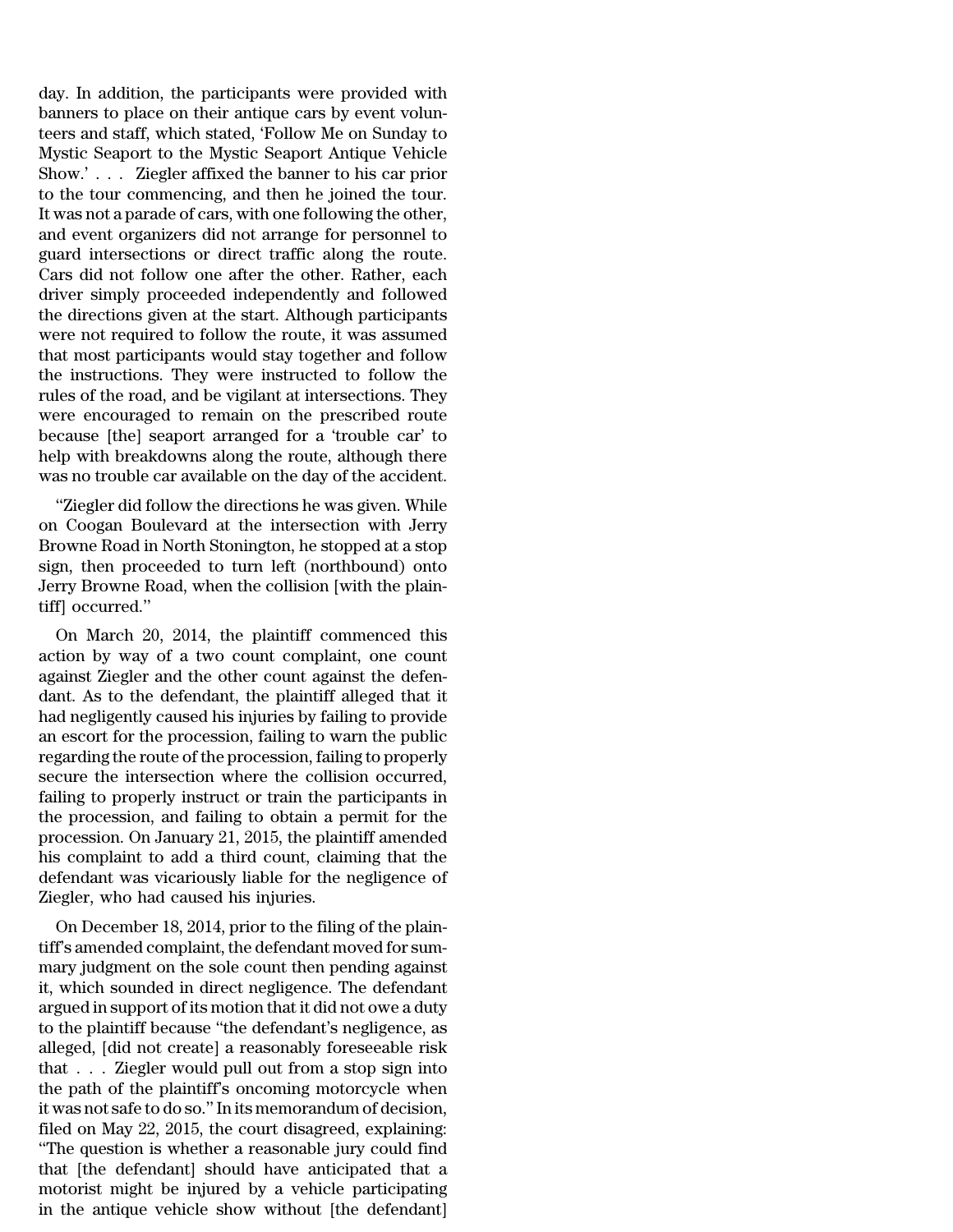day. In addition, the participants were provided with banners to place on their antique cars by event volunteers and staff, which stated, 'Follow Me on Sunday to Mystic Seaport to the Mystic Seaport Antique Vehicle Show.' . . . Ziegler affixed the banner to his car prior to the tour commencing, and then he joined the tour. It was not a parade of cars, with one following the other, and event organizers did not arrange for personnel to guard intersections or direct traffic along the route. Cars did not follow one after the other. Rather, each driver simply proceeded independently and followed the directions given at the start. Although participants were not required to follow the route, it was assumed that most participants would stay together and follow the instructions. They were instructed to follow the rules of the road, and be vigilant at intersections. They were encouraged to remain on the prescribed route because [the] seaport arranged for a 'trouble car' to help with breakdowns along the route, although there was no trouble car available on the day of the accident.

"Ziegler did follow the directions he was given. While on Coogan Boulevard at the intersection with Jerry Browne Road in North Stonington, he stopped at a stop sign, then proceeded to turn left (northbound) onto Jerry Browne Road, when the collision [with the plaintiff] occurred."

On March 20, 2014, the plaintiff commenced this action by way of a two count complaint, one count against Ziegler and the other count against the defendant. As to the defendant, the plaintiff alleged that it had negligently caused his injuries by failing to provide an escort for the procession, failing to warn the public regarding the route of the procession, failing to properly secure the intersection where the collision occurred, failing to properly instruct or train the participants in the procession, and failing to obtain a permit for the procession. On January 21, 2015, the plaintiff amended his complaint to add a third count, claiming that the defendant was vicariously liable for the negligence of Ziegler, who had caused his injuries.

On December 18, 2014, prior to the filing of the plaintiff's amended complaint, the defendant moved for summary judgment on the sole count then pending against it, which sounded in direct negligence. The defendant argued in support of its motion that it did not owe a duty to the plaintiff because "the defendant's negligence, as alleged, [did not create] a reasonably foreseeable risk that . . . Ziegler would pull out from a stop sign into the path of the plaintiff's oncoming motorcycle when it was not safe to do so." In its memorandum of decision, filed on May 22, 2015, the court disagreed, explaining: "The question is whether a reasonable jury could find that [the defendant] should have anticipated that a motorist might be injured by a vehicle participating in the antique vehicle show without [the defendant]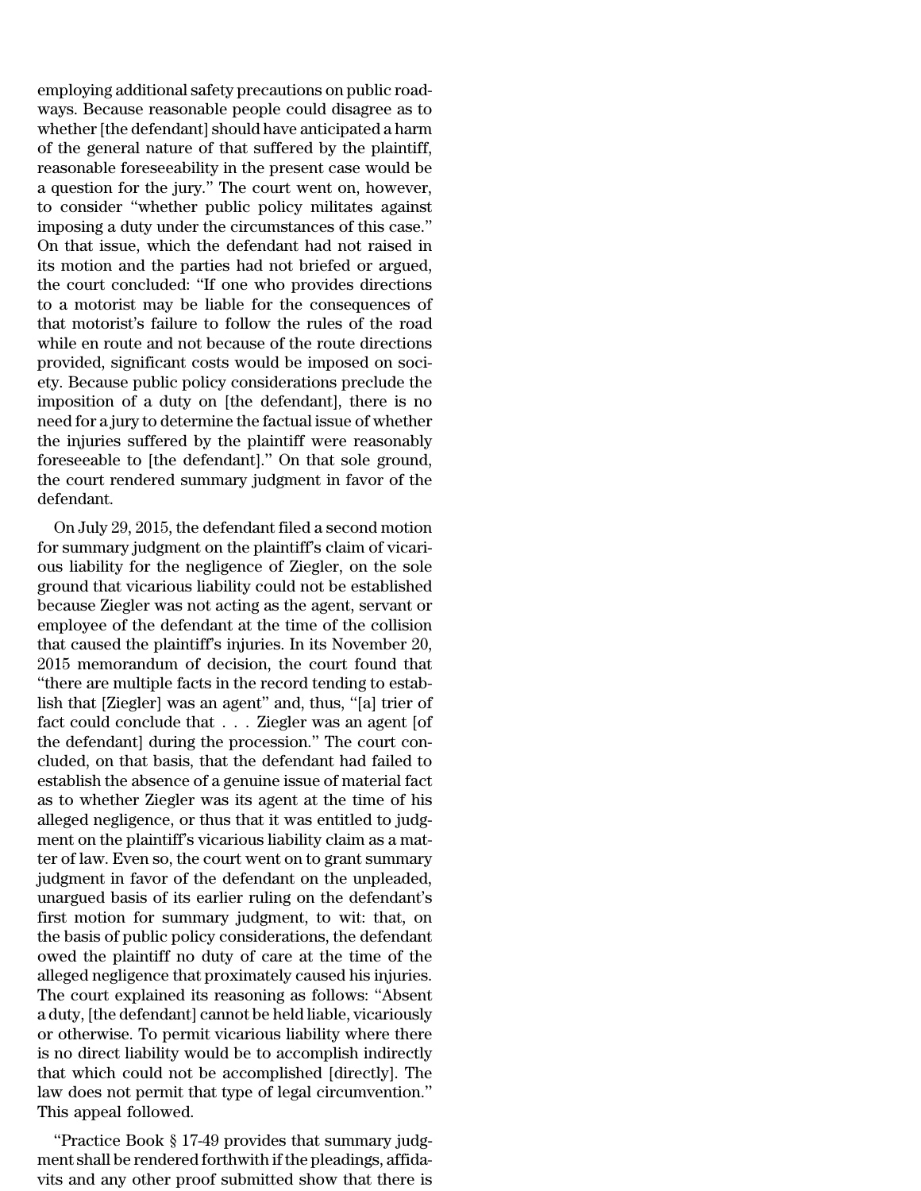employing additional safety precautions on public roadways. Because reasonable people could disagree as to whether [the defendant] should have anticipated a harm of the general nature of that suffered by the plaintiff, reasonable foreseeability in the present case would be a question for the jury." The court went on, however, to consider "whether public policy militates against imposing a duty under the circumstances of this case." On that issue, which the defendant had not raised in its motion and the parties had not briefed or argued, the court concluded: "If one who provides directions to a motorist may be liable for the consequences of that motorist's failure to follow the rules of the road while en route and not because of the route directions provided, significant costs would be imposed on society. Because public policy considerations preclude the imposition of a duty on [the defendant], there is no need for a jury to determine the factual issue of whether the injuries suffered by the plaintiff were reasonably foreseeable to [the defendant]." On that sole ground, the court rendered summary judgment in favor of the defendant.

On July 29, 2015, the defendant filed a second motion for summary judgment on the plaintiff's claim of vicarious liability for the negligence of Ziegler, on the sole ground that vicarious liability could not be established because Ziegler was not acting as the agent, servant or employee of the defendant at the time of the collision that caused the plaintiff's injuries. In its November 20, 2015 memorandum of decision, the court found that "there are multiple facts in the record tending to establish that [Ziegler] was an agent" and, thus, "[a] trier of fact could conclude that . . . Ziegler was an agent [of the defendant] during the procession." The court concluded, on that basis, that the defendant had failed to establish the absence of a genuine issue of material fact as to whether Ziegler was its agent at the time of his alleged negligence, or thus that it was entitled to judgment on the plaintiff's vicarious liability claim as a matter of law. Even so, the court went on to grant summary judgment in favor of the defendant on the unpleaded, unargued basis of its earlier ruling on the defendant's first motion for summary judgment, to wit: that, on the basis of public policy considerations, the defendant owed the plaintiff no duty of care at the time of the alleged negligence that proximately caused his injuries. The court explained its reasoning as follows: "Absent a duty, [the defendant] cannot be held liable, vicariously or otherwise. To permit vicarious liability where there is no direct liability would be to accomplish indirectly that which could not be accomplished [directly]. The law does not permit that type of legal circumvention." This appeal followed.

"Practice Book § 17-49 provides that summary judgment shall be rendered forthwith if the pleadings, affidavits and any other proof submitted show that there is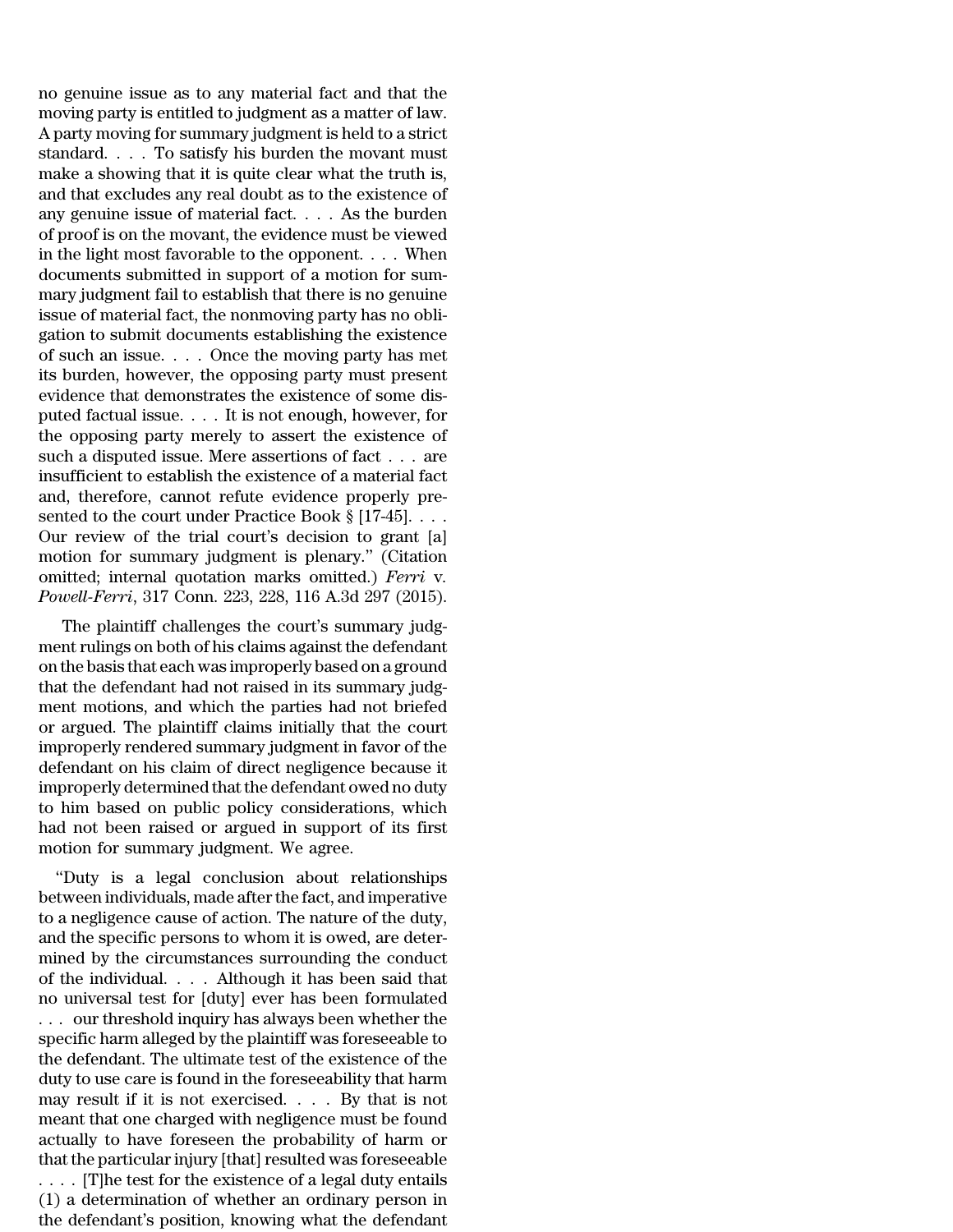no genuine issue as to any material fact and that the moving party is entitled to judgment as a matter of law. A party moving for summary judgment is held to a strict standard. . . . To satisfy his burden the movant must make a showing that it is quite clear what the truth is, and that excludes any real doubt as to the existence of any genuine issue of material fact. . . . As the burden of proof is on the movant, the evidence must be viewed in the light most favorable to the opponent. . . . When documents submitted in support of a motion for summary judgment fail to establish that there is no genuine issue of material fact, the nonmoving party has no obligation to submit documents establishing the existence of such an issue. . . . Once the moving party has met its burden, however, the opposing party must present evidence that demonstrates the existence of some disputed factual issue. . . . It is not enough, however, for the opposing party merely to assert the existence of such a disputed issue. Mere assertions of fact . . . are insufficient to establish the existence of a material fact and, therefore, cannot refute evidence properly presented to the court under Practice Book § [17-45]. . . . Our review of the trial court's decision to grant [a] motion for summary judgment is plenary." (Citation omitted; internal quotation marks omitted.) *Ferri* v. *Powell-Ferri*, 317 Conn. 223, 228, 116 A.3d 297 (2015).

The plaintiff challenges the court's summary judgment rulings on both of his claims against the defendant on the basis that each was improperly based on a ground that the defendant had not raised in its summary judgment motions, and which the parties had not briefed or argued. The plaintiff claims initially that the court improperly rendered summary judgment in favor of the defendant on his claim of direct negligence because it improperly determined that the defendant owed no duty to him based on public policy considerations, which had not been raised or argued in support of its first motion for summary judgment. We agree.

"Duty is a legal conclusion about relationships between individuals, made after the fact, and imperative to a negligence cause of action. The nature of the duty, and the specific persons to whom it is owed, are determined by the circumstances surrounding the conduct of the individual. . . . Although it has been said that no universal test for [duty] ever has been formulated . . . our threshold inquiry has always been whether the specific harm alleged by the plaintiff was foreseeable to the defendant. The ultimate test of the existence of the duty to use care is found in the foreseeability that harm may result if it is not exercised. . . . By that is not meant that one charged with negligence must be found actually to have foreseen the probability of harm or that the particular injury [that] resulted was foreseeable . . . . [T]he test for the existence of a legal duty entails (1) a determination of whether an ordinary person in the defendant's position, knowing what the defendant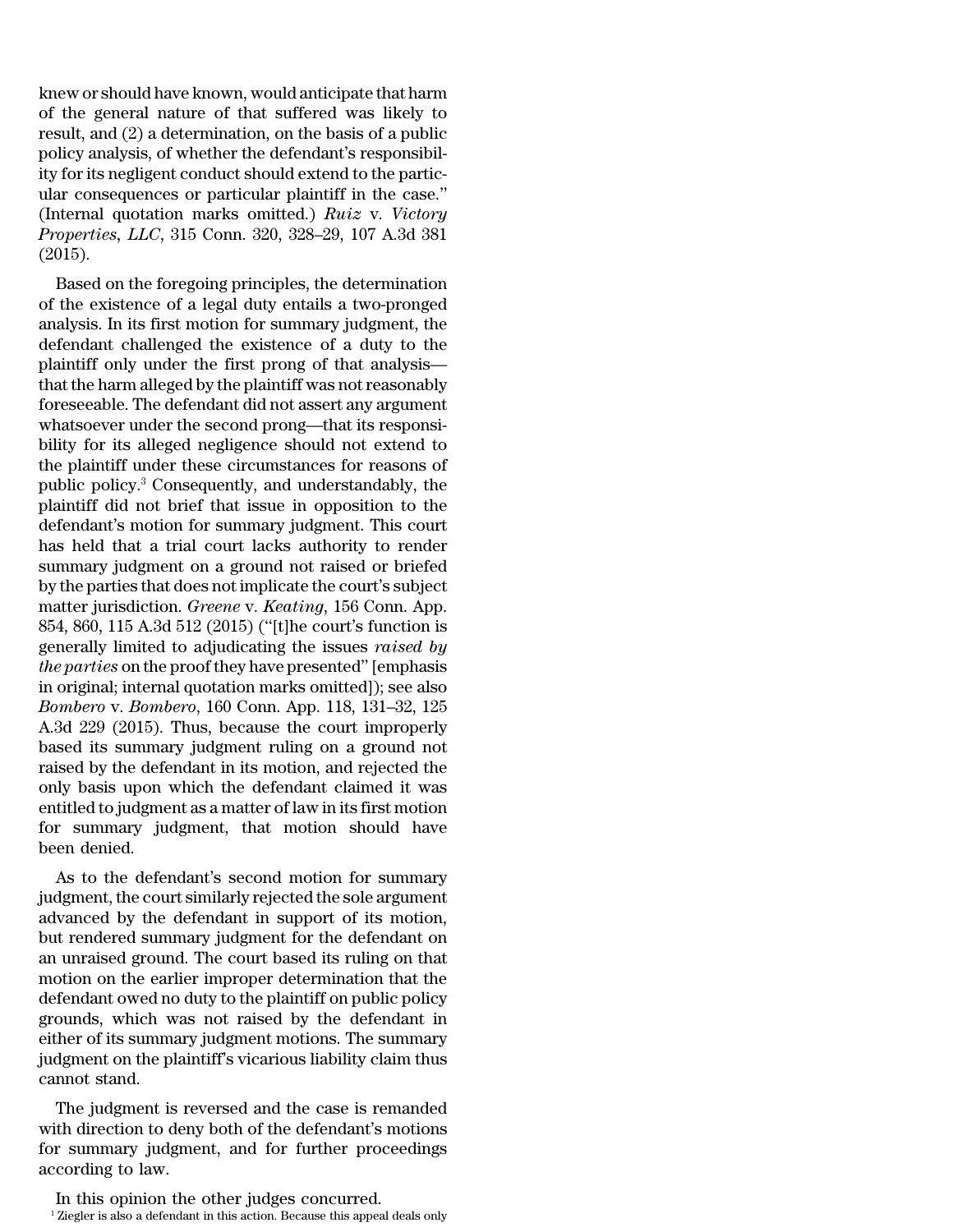knew or should have known, would anticipate that harm of the general nature of that suffered was likely to result, and (2) a determination, on the basis of a public policy analysis, of whether the defendant's responsibility for its negligent conduct should extend to the particular consequences or particular plaintiff in the case." (Internal quotation marks omitted.) *Ruiz* v. *Victory Properties, LLC*, 315 Conn. 320, 328–29, 107 A.3d 381 (2015).

Based on the foregoing principles, the determination of the existence of a legal duty entails a two-pronged analysis. In its first motion for summary judgment, the defendant challenged the existence of a duty to the plaintiff only under the first prong of that analysis—that the harm alleged by the plaintiff was not reasonably foreseeable. The defendant did not assert any argument whatsoever under the second prong—that its responsibility for its alleged negligence should not extend to the plaintiff under these circumstances for reasons of public policy.[3] Consequently, and understandably, the plaintiff did not brief that issue in opposition to the defendant's motion for summary judgment. This court has held that a trial court lacks authority to render summary judgment on a ground not raised or briefed by the parties that does not implicate the court's subject matter jurisdiction. *Greene* v. *Keating*, 156 Conn. App. 854, 860, 115 A.3d 512 (2015) ("[t]he court's function is generally limited to adjudicating the issues *raised by the parties* on the proof they have presented" [emphasis in original; internal quotation marks omitted]); see also *Bombero* v. *Bombero*, 160 Conn. App. 118, 131–32, 125 A.3d 229 (2015). Thus, because the court improperly based its summary judgment ruling on a ground not raised by the defendant in its motion, and rejected the only basis upon which the defendant claimed it was entitled to judgment as a matter of law in its first motion for summary judgment, that motion should have been denied.

As to the defendant's second motion for summary judgment, the court similarly rejected the sole argument advanced by the defendant in support of its motion, but rendered summary judgment for the defendant on an unraised ground. The court based its ruling on that motion on the earlier improper determination that the defendant owed no duty to the plaintiff on public policy grounds, which was not raised by the defendant in either of its summary judgment motions. The summary judgment on the plaintiff's vicarious liability claim thus cannot stand.

The judgment is reversed and the case is remanded with direction to deny both of the defendant's motions for summary judgment, and for further proceedings according to law.

In this opinion the other judges concurred.

[1] Ziegler is also a defendant in this action. Because this appeal deals only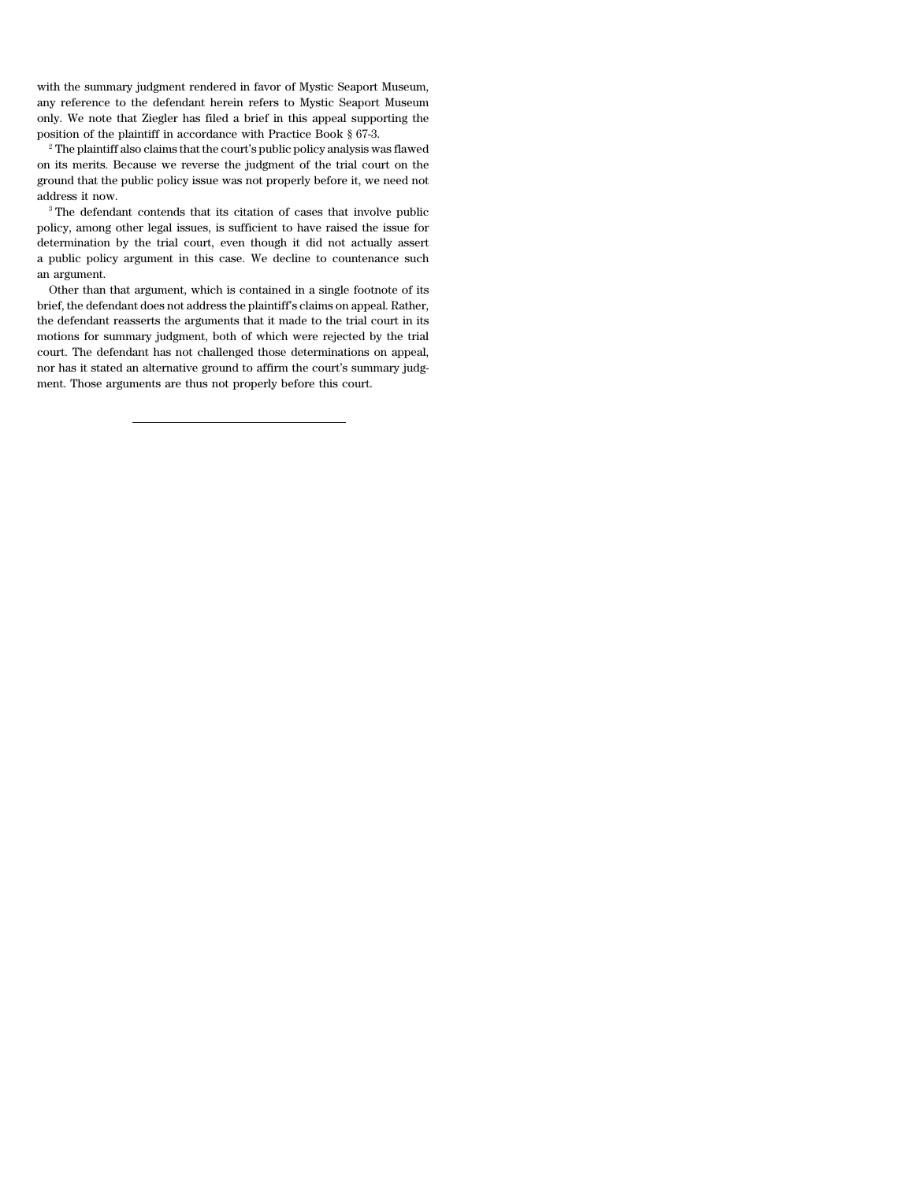with the summary judgment rendered in favor of Mystic Seaport Museum, any reference to the defendant herein refers to Mystic Seaport Museum only. We note that Ziegler has filed a brief in this appeal supporting the position of the plaintiff in accordance with Practice Book § 67-3.

[2] The plaintiff also claims that the court's public policy analysis was flawed on its merits. Because we reverse the judgment of the trial court on the ground that the public policy issue was not properly before it, we need not address it now.

[3] The defendant contends that its citation of cases that involve public policy, among other legal issues, is sufficient to have raised the issue for determination by the trial court, even though it did not actually assert a public policy argument in this case. We decline to countenance such an argument.

Other than that argument, which is contained in a single footnote of its brief, the defendant does not address the plaintiff's claims on appeal. Rather, the defendant reasserts the arguments that it made to the trial court in its motions for summary judgment, both of which were rejected by the trial court. The defendant has not challenged those determinations on appeal, nor has it stated an alternative ground to affirm the court's summary judgment. Those arguments are thus not properly before this court.